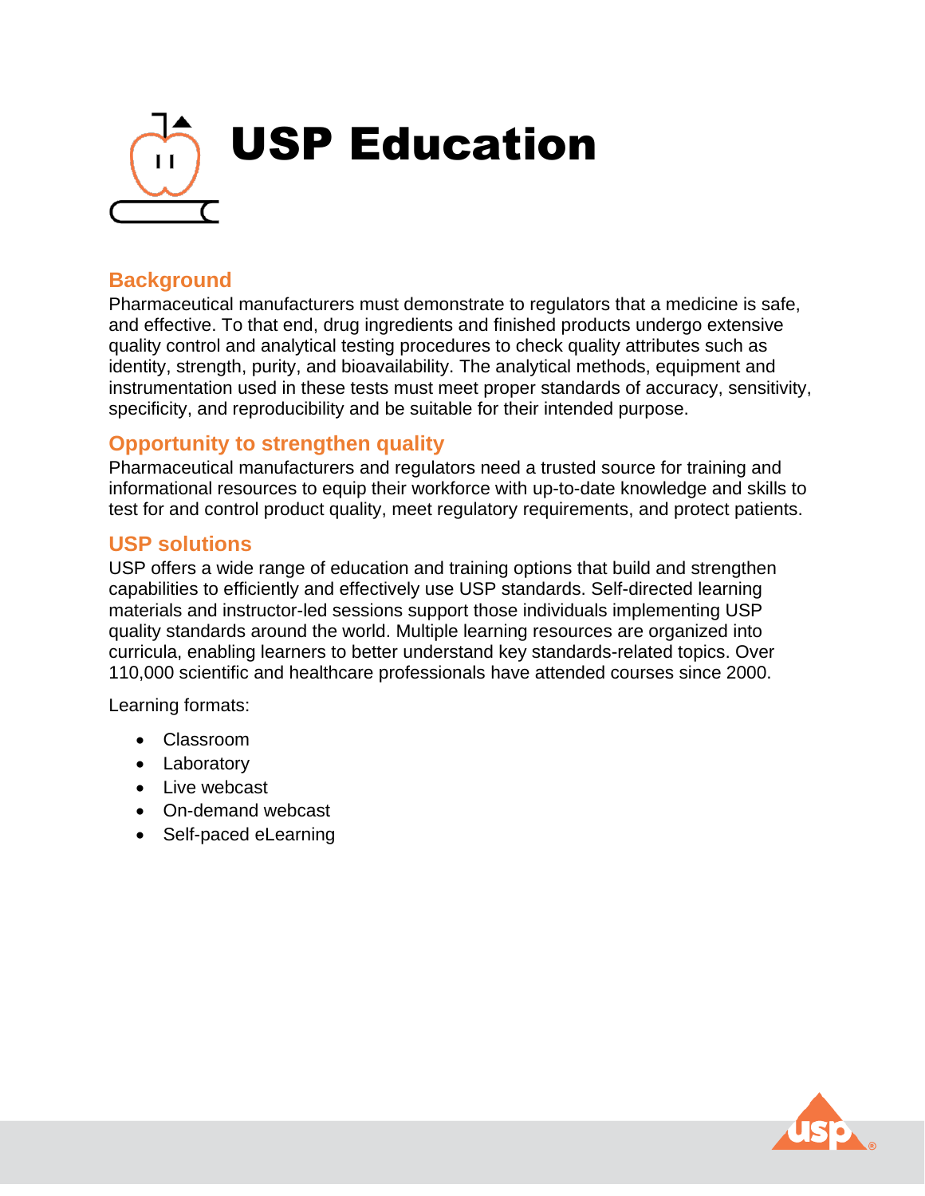# USP Education

## Background

Pharmaceutical manufacturers must demonstrate to regulators that a medicine is safe, and effective. To that end, drug ingredients and finished products undergo extensive quality control and analytical testing procedures to check quality attributes such as identity, strength, purity, and bioavailability. The analytical methods, equipment and instrumentation used in these tests must meet proper standards of accuracy, sensitivity, specificity, and reproducibility and be suitable for their intended purpose.

## Opportunity to strengthen quality

Pharmaceutical manufacturers and regulators need a trusted source for training and informational resources to equip their workforce with up-to-date knowledge and skills to test for and control product quality, meet regulatory requirements, and protect patients.

## USP solutions

USP offers a wide range of education and training options that build and strengthen capabilities to efficiently and effectively use USP standards. Self-directed learning materials and instructor-led sessions support those individuals implementing USP quality standards around the world. Multiple learning resources are organized into curricula, enabling learners to better understand key standards-related topics. Over 110,000 scientific and healthcare professionals have attended courses since 2000.

Learning formats:

- Classroom
- Laboratory
- Live webcast
- On-demand webcast
- Self-paced eLearning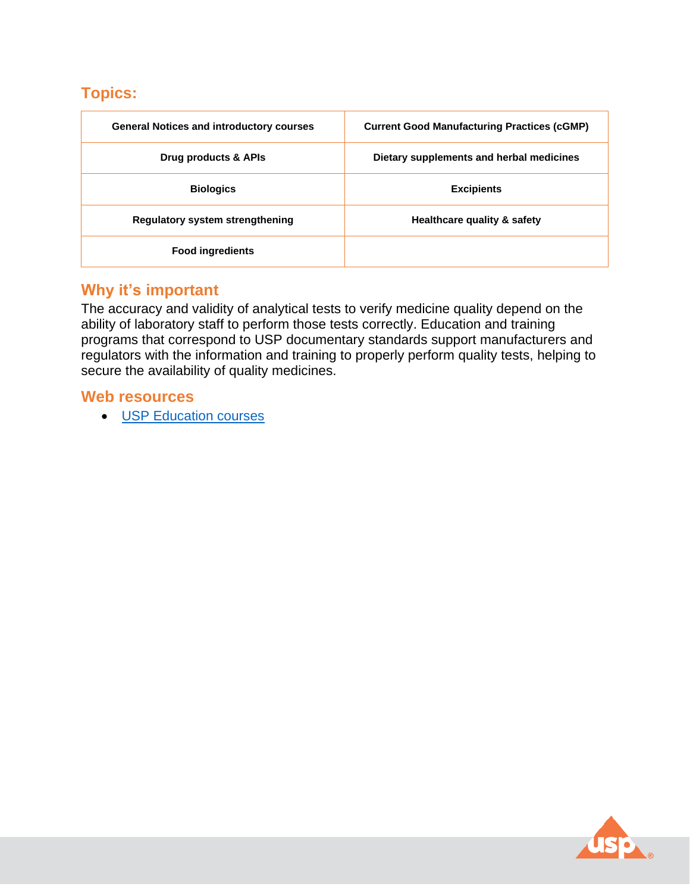## Topics:

| | |
|---|---|
| General Notices and introductory courses | Current Good Manufacturing Practices (cGMP) |
| Drug products & APIs | Dietary supplements and herbal medicines |
| Biologics | Excipients |
| Regulatory system strengthening | Healthcare quality & safety |
| Food ingredients | |

## Why it's important

The accuracy and validity of analytical tests to verify medicine quality depend on the ability of laboratory staff to perform those tests correctly. Education and training programs that correspond to USP documentary standards support manufacturers and regulators with the information and training to properly perform quality tests, helping to secure the availability of quality medicines.

## Web resources

- USP Education courses